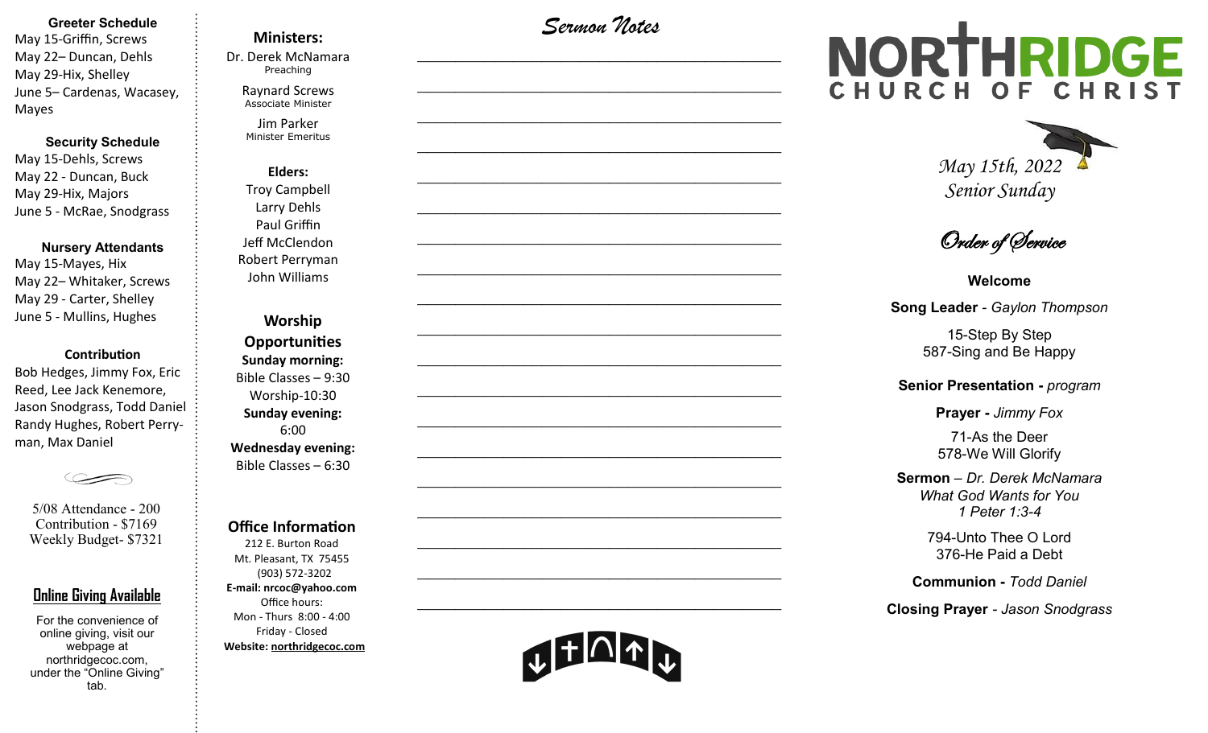**Greeter Schedule**

May 15-Griffin, Screws
May 22– Duncan, Dehls
May 29-Hix, Shelley
June 5– Cardenas, Wacasey, Mayes

**Security Schedule**

May 15-Dehls, Screws
May 22 - Duncan, Buck
May 29-Hix, Majors
June 5 - McRae, Snodgrass

**Nursery Attendants**

May 15-Mayes, Hix
May 22– Whitaker, Screws
May 29 - Carter, Shelley
June 5 - Mullins, Hughes

**Contribution**

Bob Hedges, Jimmy Fox, Eric Reed, Lee Jack Kenemore, Jason Snodgrass, Todd Daniel Randy Hughes, Robert Perryman, Max Daniel

5/08 Attendance - 200
Contribution - $7169
Weekly Budget- $7321

## Online Giving Available

For the convenience of online giving, visit our webpage at northridgecoc.com, under the "Online Giving" tab.

**Ministers:**

Dr. Derek McNamara
Preaching

Raynard Screws
Associate Minister

Jim Parker
Minister Emeritus

**Elders:**

Troy Campbell
Larry Dehls
Paul Griffin
Jeff McClendon
Robert Perryman
John Williams

**Worship Opportunities**

**Sunday morning:**
Bible Classes – 9:30
Worship-10:30
**Sunday evening:**
6:00
**Wednesday evening:**
Bible Classes – 6:30

**Office Information**

212 E. Burton Road
Mt. Pleasant, TX 75455
(903) 572-3202
**E-mail: nrcoc@yahoo.com**
Office hours:
Mon - Thurs 8:00 - 4:00
Friday - Closed
**Website: northridgecoc.com**

## *Sermon Notes*

# NORTHRIDGE CHURCH OF CHRIST

*May 15th, 2022*
*Senior Sunday*

## *Order of Service*

**Welcome**

**Song Leader** - *Gaylon Thompson*

15-Step By Step
587-Sing and Be Happy

**Senior Presentation -** *program*

**Prayer -** *Jimmy Fox*

71-As the Deer
578-We Will Glorify

**Sermon** – *Dr. Derek McNamara*
*What God Wants for You*
*1 Peter 1:3-4*

794-Unto Thee O Lord
376-He Paid a Debt

**Communion -** *Todd Daniel*

**Closing Prayer** - *Jason Snodgrass*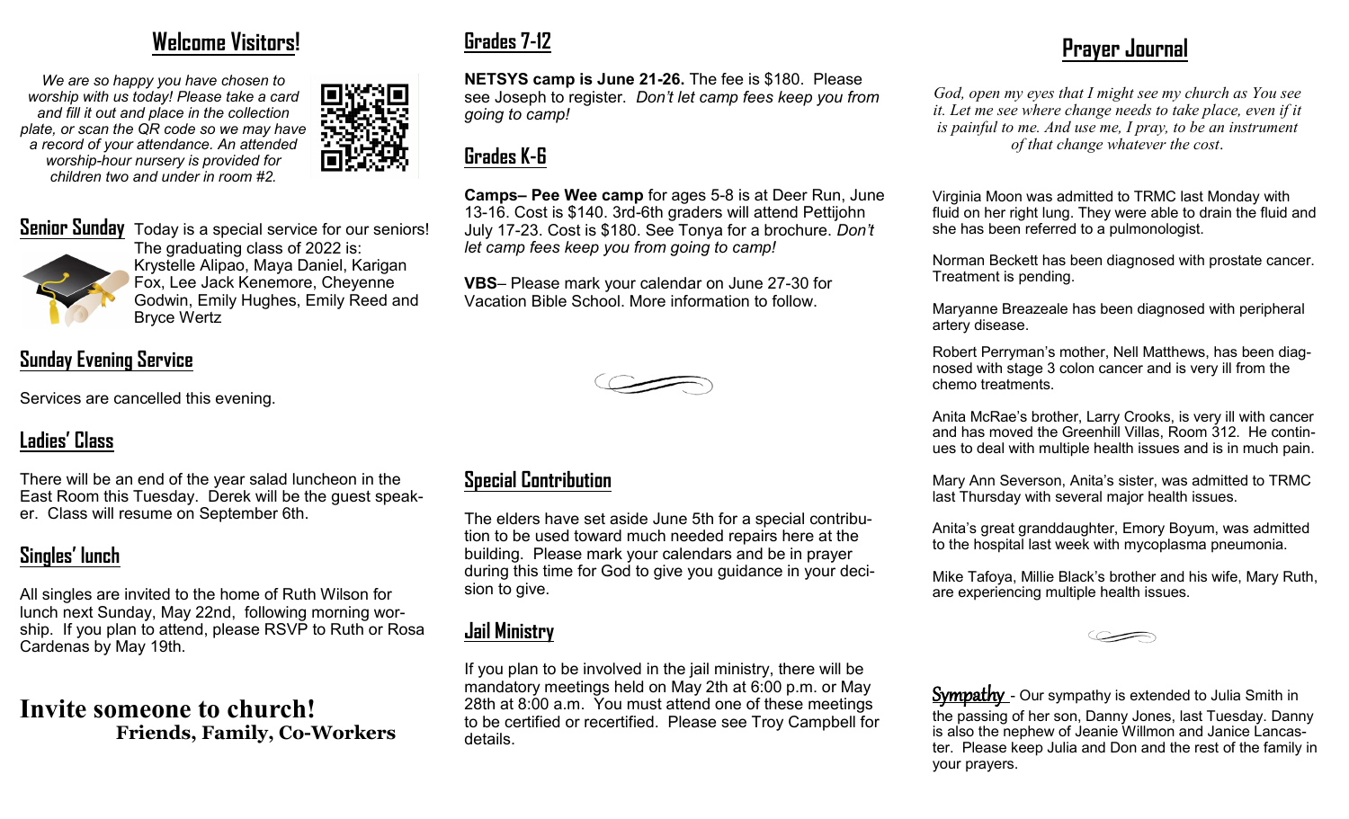## Welcome Visitors!

*We are so happy you have chosen to worship with us today! Please take a card and fill it out and place in the collection plate, or scan the QR code so we may have a record of your attendance. An attended worship-hour nursery is provided for children two and under in room #2.*

## Senior Sunday

Today is a special service for our seniors! The graduating class of 2022 is: Krystelle Alipao, Maya Daniel, Karigan Fox, Lee Jack Kenemore, Cheyenne Godwin, Emily Hughes, Emily Reed and Bryce Wertz

## Sunday Evening Service

Services are cancelled this evening.

## Ladies' Class

There will be an end of the year salad luncheon in the East Room this Tuesday. Derek will be the guest speaker. Class will resume on September 6th.

## Singles' lunch

All singles are invited to the home of Ruth Wilson for lunch next Sunday, May 22nd, following morning worship. If you plan to attend, please RSVP to Ruth or Rosa Cardenas by May 19th.

# Invite someone to church!

**Friends, Family, Co-Workers**

## Grades 7-12

**NETSYS camp is June 21-26.** The fee is $180. Please see Joseph to register. *Don't let camp fees keep you from going to camp!*

## Grades K-6

**Camps– Pee Wee camp** for ages 5-8 is at Deer Run, June 13-16. Cost is $140. 3rd-6th graders will attend Pettijohn July 17-23. Cost is $180. See Tonya for a brochure. *Don't let camp fees keep you from going to camp!*

**VBS**– Please mark your calendar on June 27-30 for Vacation Bible School. More information to follow.

## Special Contribution

The elders have set aside June 5th for a special contribution to be used toward much needed repairs here at the building. Please mark your calendars and be in prayer during this time for God to give you guidance in your decision to give.

## Jail Ministry

If you plan to be involved in the jail ministry, there will be mandatory meetings held on May 2th at 6:00 p.m. or May 28th at 8:00 a.m. You must attend one of these meetings to be certified or recertified. Please see Troy Campbell for details.

## Prayer Journal

*God, open my eyes that I might see my church as You see it. Let me see where change needs to take place, even if it is painful to me. And use me, I pray, to be an instrument of that change whatever the cost.*

Virginia Moon was admitted to TRMC last Monday with fluid on her right lung. They were able to drain the fluid and she has been referred to a pulmonologist.

Norman Beckett has been diagnosed with prostate cancer. Treatment is pending.

Maryanne Breazeale has been diagnosed with peripheral artery disease.

Robert Perryman's mother, Nell Matthews, has been diagnosed with stage 3 colon cancer and is very ill from the chemo treatments.

Anita McRae's brother, Larry Crooks, is very ill with cancer and has moved the Greenhill Villas, Room 312. He continues to deal with multiple health issues and is in much pain.

Mary Ann Severson, Anita's sister, was admitted to TRMC last Thursday with several major health issues.

Anita's great granddaughter, Emory Boyum, was admitted to the hospital last week with mycoplasma pneumonia.

Mike Tafoya, Millie Black's brother and his wife, Mary Ruth, are experiencing multiple health issues.

**Sympathy** - Our sympathy is extended to Julia Smith in the passing of her son, Danny Jones, last Tuesday. Danny is also the nephew of Jeanie Willmon and Janice Lancaster. Please keep Julia and Don and the rest of the family in your prayers.